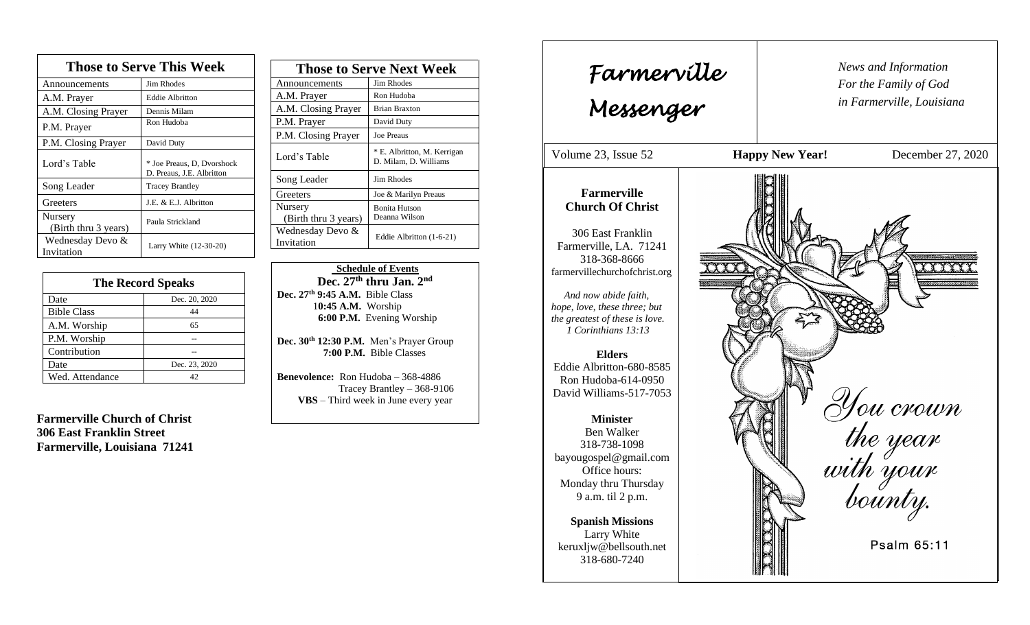# Those to Serve This Week

| Those to Serve This Week | |
|---|---|
| Announcements | Jim Rhodes |
| A.M. Prayer | Eddie Albritton |
| A.M. Closing Prayer | Dennis Milam |
| P.M. Prayer | Ron Hudoba |
| P.M. Closing Prayer | David Duty |
| Lord's Table | * Joe Preaus, D, Dvorshock D. Preaus, J.E. Albritton |
| Song Leader | Tracey Brantley |
| Greeters | J.E. & E.J. Albritton |
| Nursery (Birth thru 3 years) | Paula Strickland |
| Wednesday Devo & Invitation | Larry White (12-30-20) |

| The Record Speaks | |
|---|---|
| Date | Dec. 20, 2020 |
| Bible Class | 44 |
| A.M. Worship | 65 |
| P.M. Worship | -- |
| Contribution | -- |
| Date | Dec. 23, 2020 |
| Wed. Attendance | 42 |

**Farmerville Church of Christ**
**306 East Franklin Street**
**Farmerville, Louisiana 71241**

| Those to Serve Next Week | |
|---|---|
| Announcements | Jim Rhodes |
| A.M. Prayer | Ron Hudoba |
| A.M. Closing Prayer | Brian Braxton |
| P.M. Prayer | David Duty |
| P.M. Closing Prayer | Joe Preaus |
| Lord's Table | * E. Albritton, M. Kerrigan D. Milam, D. Williams |
| Song Leader | Jim Rhodes |
| Greeters | Joe & Marilyn Preaus |
| Nursery (Birth thru 3 years) | Bonita Hutson Deanna Wilson |
| Wednesday Devo & Invitation | Eddie Albritton (1-6-21) |

**Schedule of Events**
**Dec. 27th thru Jan. 2nd**

**Dec. 27th 9:45 A.M.** Bible Class
**10:45 A.M.** Worship
**6:00 P.M.** Evening Worship

**Dec. 30th 12:30 P.M.** Men's Prayer Group
**7:00 P.M.** Bible Classes

**Benevolence:** Ron Hudoba – 368-4886
Tracey Brantley – 368-9106
**VBS** – Third week in June every year

# Farmerville Messenger

*News and Information*
*For the Family of God*
*in Farmerville, Louisiana*

Volume 23, Issue 52 — **Happy New Year!** — December 27, 2020

**Farmerville Church Of Christ**

306 East Franklin
Farmerville, LA. 71241
318-368-8666
farmervillechurchofchrist.org

*And now abide faith, hope, love, these three; but the greatest of these is love.*
*1 Corinthians 13:13*

**Elders**
Eddie Albritton-680-8585
Ron Hudoba-614-0950
David Williams-517-7053

**Minister**
Ben Walker
318-738-1098
bayougospel@gmail.com
Office hours:
Monday thru Thursday
9 a.m. til 2 p.m.

**Spanish Missions**
Larry White
keruxljw@bellsouth.net
318-680-7240

*You crown the year with your bounty.*

Psalm 65:11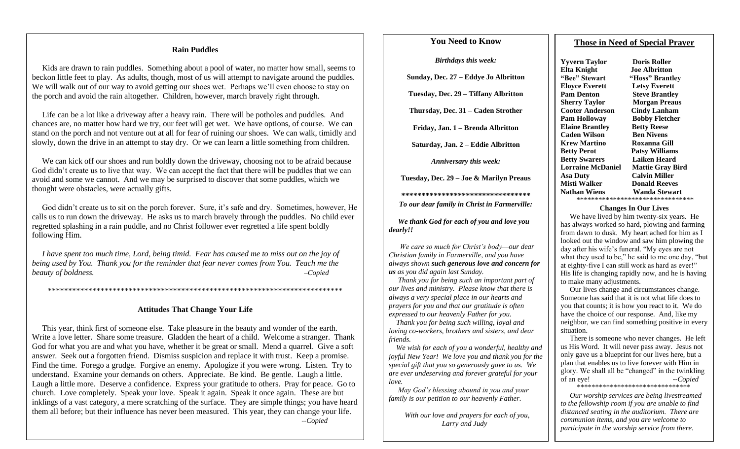## Rain Puddles

Kids are drawn to rain puddles. Something about a pool of water, no matter how small, seems to beckon little feet to play. As adults, though, most of us will attempt to navigate around the puddles. We will walk out of our way to avoid getting our shoes wet. Perhaps we'll even choose to stay on the porch and avoid the rain altogether. Children, however, march bravely right through.

Life can be a lot like a driveway after a heavy rain. There will be potholes and puddles. And chances are, no matter how hard we try, our feet will get wet. We have options, of course. We can stand on the porch and not venture out at all for fear of ruining our shoes. We can walk, timidly and slowly, down the drive in an attempt to stay dry. Or we can learn a little something from children.

We can kick off our shoes and run boldly down the driveway, choosing not to be afraid because God didn't create us to live that way. We can accept the fact that there will be puddles that we can avoid and some we cannot. And we may be surprised to discover that some puddles, which we thought were obstacles, were actually gifts.

God didn't create us to sit on the porch forever. Sure, it's safe and dry. Sometimes, however, He calls us to run down the driveway. He asks us to march bravely through the puddles. No child ever regretted splashing in a rain puddle, and no Christ follower ever regretted a life spent boldly following Him.

*I have spent too much time, Lord, being timid. Fear has caused me to miss out on the joy of being used by You. Thank you for the reminder that fear never comes from You. Teach me the beauty of boldness.* *–Copied*

*****************************************************************************

## Attitudes That Change Your Life

This year, think first of someone else. Take pleasure in the beauty and wonder of the earth. Write a love letter. Share some treasure. Gladden the heart of a child. Welcome a stranger. Thank God for what you are and what you have, whether it be great or small. Mend a quarrel. Give a soft answer. Seek out a forgotten friend. Dismiss suspicion and replace it with trust. Keep a promise. Find the time. Forego a grudge. Forgive an enemy. Apologize if you were wrong. Listen. Try to understand. Examine your demands on others. Appreciate. Be kind. Be gentle. Laugh a little. Laugh a little more. Deserve a confidence. Express your gratitude to others. Pray for peace. Go to church. Love completely. Speak your love. Speak it again. Speak it once again. These are but inklings of a vast category, a mere scratching of the surface. They are simple things; you have heard them all before; but their influence has never been measured. This year, they can change your life.

*--Copied*

## You Need to Know

***Birthdays this week:***

**Sunday, Dec. 27 – Eddye Jo Albritton**

**Tuesday, Dec. 29 – Tiffany Albritton**

**Thursday, Dec. 31 – Caden Strother**

**Friday, Jan. 1 – Brenda Albritton**

**Saturday, Jan. 2 – Eddie Albritton**

***Anniversary this week:***

**Tuesday, Dec. 29 – Joe & Marilyn Preaus**

**********************************

***To our dear family in Christ in Farmerville:***

***We thank God for each of you and love you dearly!!***

*We care so much for Christ's body—our dear Christian family in Farmerville, and you have always shown **such generous love and concern for us** as you did again last Sunday.*

*Thank you for being such an important part of our lives and ministry. Please know that there is always a very special place in our hearts and prayers for you and that our gratitude is often expressed to our heavenly Father for you.*

*Thank you for being such willing, loyal and loving co-workers, brothers and sisters, and dear friends.*

*We wish for each of you a wonderful, healthy and joyful New Year! We love you and thank you for the special gift that you so generously gave to us. We are ever undeserving and forever grateful for your love.*

*May God's blessing abound in you and your family is our petition to our heavenly Father.*

*With our love and prayers for each of you,*
*Larry and Judy*

## Those in Need of Special Prayer

| | |
|---|---|
| **Yyvern Taylor** | **Doris Roller** |
| **Elta Knight** | **Joe Albritton** |
| **"Bee" Stewart** | **"Hoss" Brantley** |
| **Eloyce Everett** | **Letsy Everett** |
| **Pam Denton** | **Steve Brantley** |
| **Sherry Taylor** | **Morgan Preaus** |
| **Cooter Anderson** | **Cindy Lanham** |
| **Pam Holloway** | **Bobby Fletcher** |
| **Elaine Brantley** | **Betty Reese** |
| **Caden Wilson** | **Ben Nivens** |
| **Krew Martino** | **Roxanna Gill** |
| **Betty Perot** | **Patsy Williams** |
| **Betty Swarers** | **Laiken Heard** |
| **Lorraine McDaniel** | **Mattie Gray Bird** |
| **Asa Duty** | **Calvin Miller** |
| **Misti Walker** | **Donald Reeves** |
| **Nathan Wiens** | **Wanda Stewart** |

********************************

### Changes In Our Lives

We have lived by him twenty-six years. He has always worked so hard, plowing and farming from dawn to dusk. My heart ached for him as I looked out the window and saw him plowing the day after his wife's funeral. "My eyes are not what they used to be," he said to me one day, "but at eighty-five I can still work as hard as ever!" His life is changing rapidly now, and he is having to make many adjustments.

Our lives change and circumstances change. Someone has said that it is not what life does to you that counts; it is how you react to it. We do have the choice of our response. And, like my neighbor, we can find something positive in every situation.

There is someone who never changes. He left us His Word. It will never pass away. Jesus not only gave us a blueprint for our lives here, but a plan that enables us to live forever with Him in glory. We shall all be "changed" in the twinkling of an eye! *--Copied*

********************************

*Our worship services are being livestreamed to the fellowship room if you are unable to find distanced seating in the auditorium. There are communion items, and you are welcome to participate in the worship service from there.*